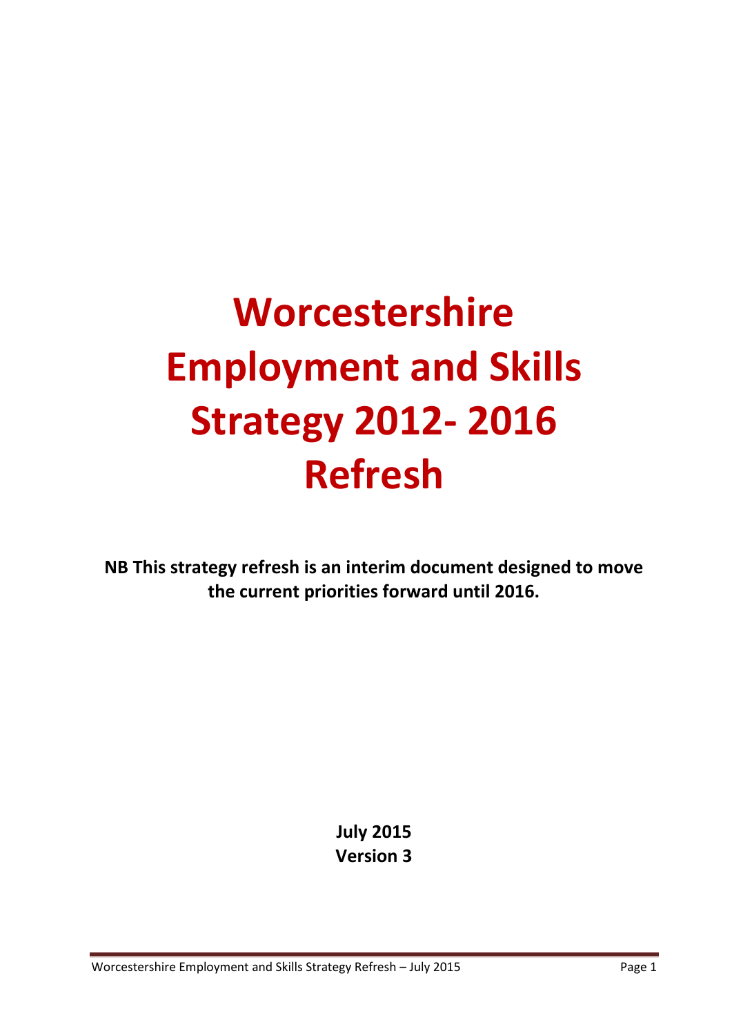# Worcestershire Employment and Skills Strategy 2012- 2016 Refresh

**NB This strategy refresh is an interim document designed to move the current priorities forward until 2016.**

**July 2015**
**Version 3**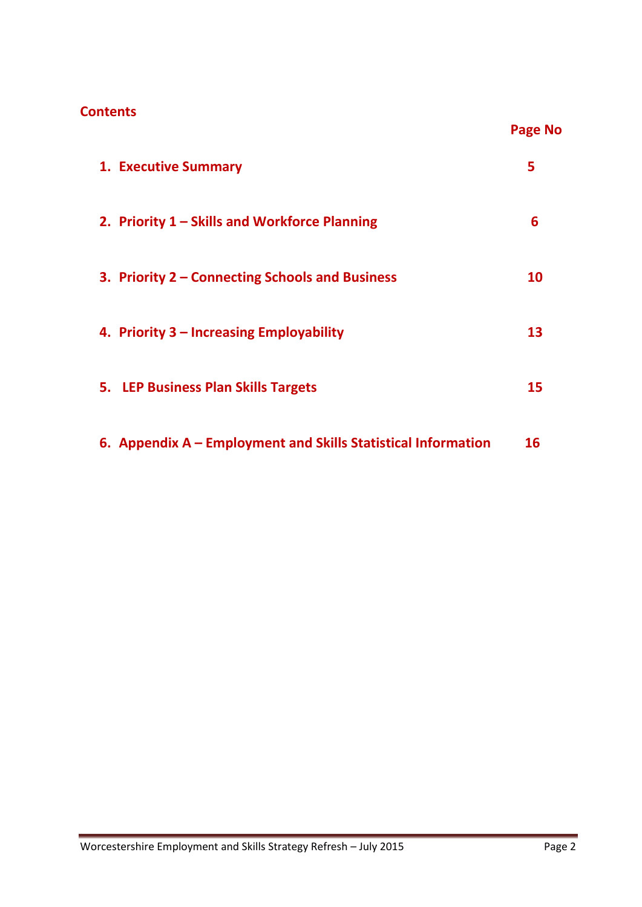## Contents

| | Page No |
|---|---|
| 1. Executive Summary | 5 |
| 2. Priority 1 – Skills and Workforce Planning | 6 |
| 3. Priority 2 – Connecting Schools and Business | 10 |
| 4. Priority 3 – Increasing Employability | 13 |
| 5. LEP Business Plan Skills Targets | 15 |
| 6. Appendix A – Employment and Skills Statistical Information | 16 |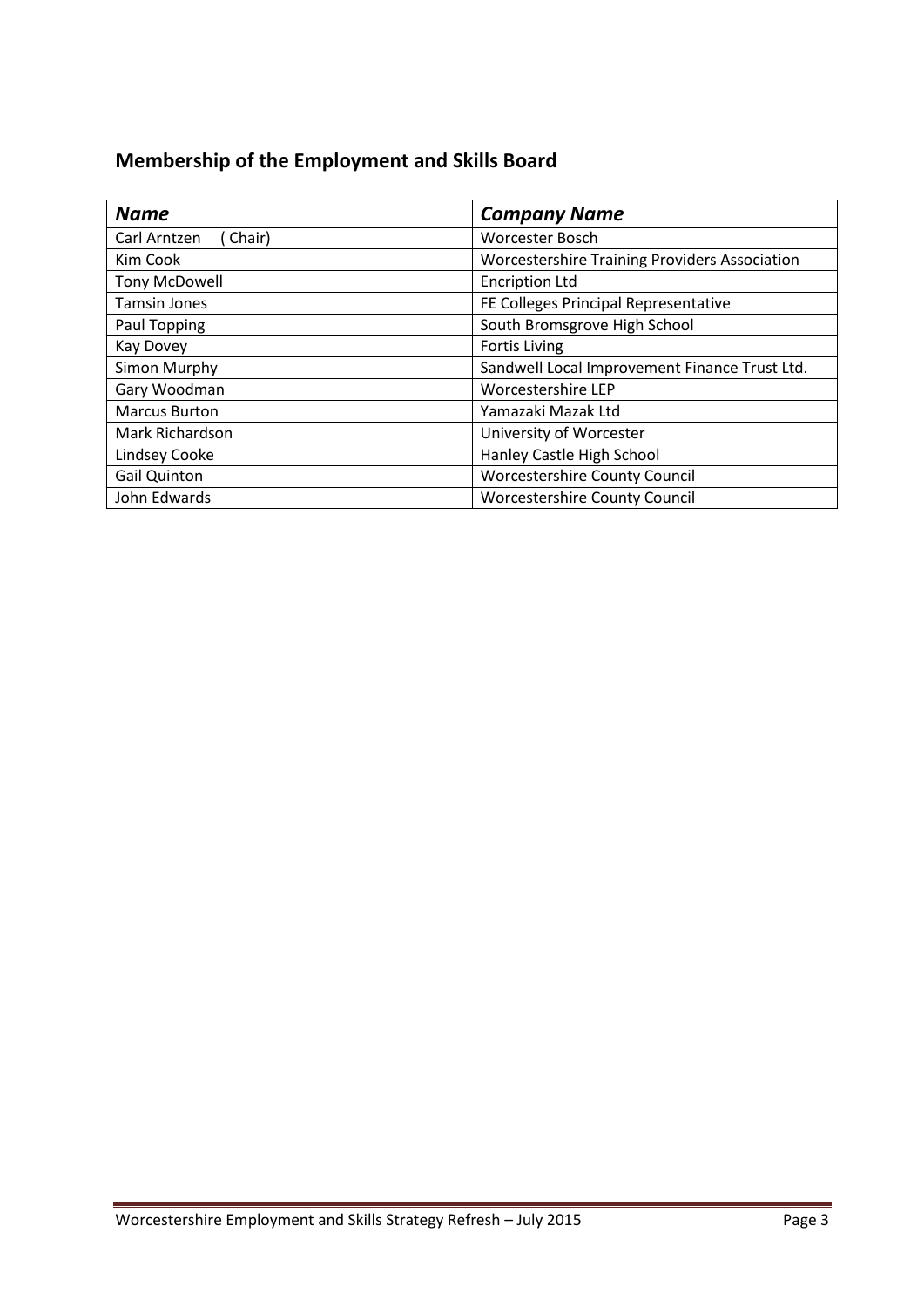## Membership of the Employment and Skills Board

| *Name* | *Company Name* |
|---|---|
| Carl Arntzen ( Chair) | Worcester Bosch |
| Kim Cook | Worcestershire Training Providers Association |
| Tony McDowell | Encription Ltd |
| Tamsin Jones | FE Colleges Principal Representative |
| Paul Topping | South Bromsgrove High School |
| Kay Dovey | Fortis Living |
| Simon Murphy | Sandwell Local Improvement Finance Trust Ltd. |
| Gary Woodman | Worcestershire LEP |
| Marcus Burton | Yamazaki Mazak Ltd |
| Mark Richardson | University of Worcester |
| Lindsey Cooke | Hanley Castle High School |
| Gail Quinton | Worcestershire County Council |
| John Edwards | Worcestershire County Council |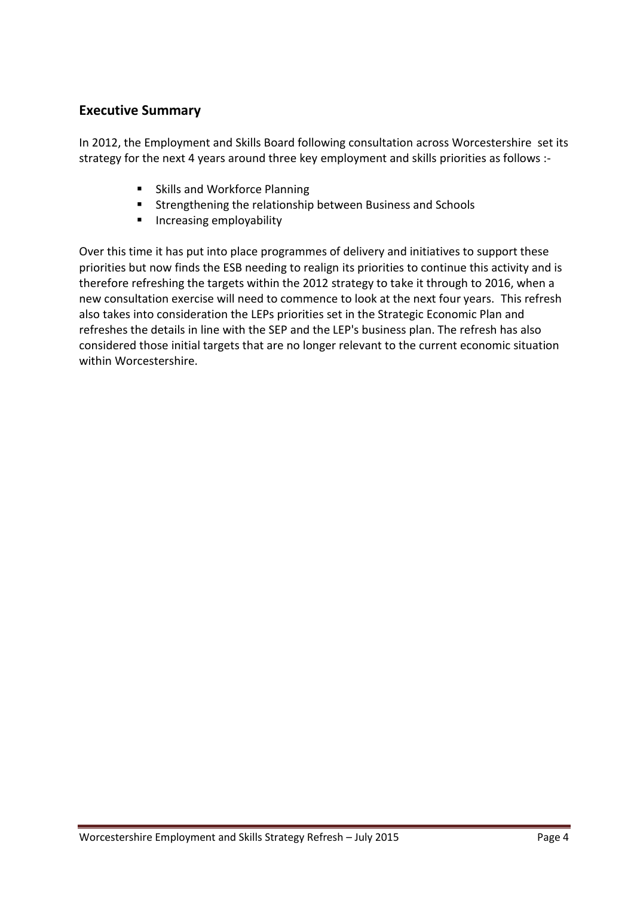## Executive Summary

In 2012, the Employment and Skills Board following consultation across Worcestershire set its strategy for the next 4 years around three key employment and skills priorities as follows :-

- Skills and Workforce Planning
- Strengthening the relationship between Business and Schools
- Increasing employability

Over this time it has put into place programmes of delivery and initiatives to support these priorities but now finds the ESB needing to realign its priorities to continue this activity and is therefore refreshing the targets within the 2012 strategy to take it through to 2016, when a new consultation exercise will need to commence to look at the next four years. This refresh also takes into consideration the LEPs priorities set in the Strategic Economic Plan and refreshes the details in line with the SEP and the LEP's business plan. The refresh has also considered those initial targets that are no longer relevant to the current economic situation within Worcestershire.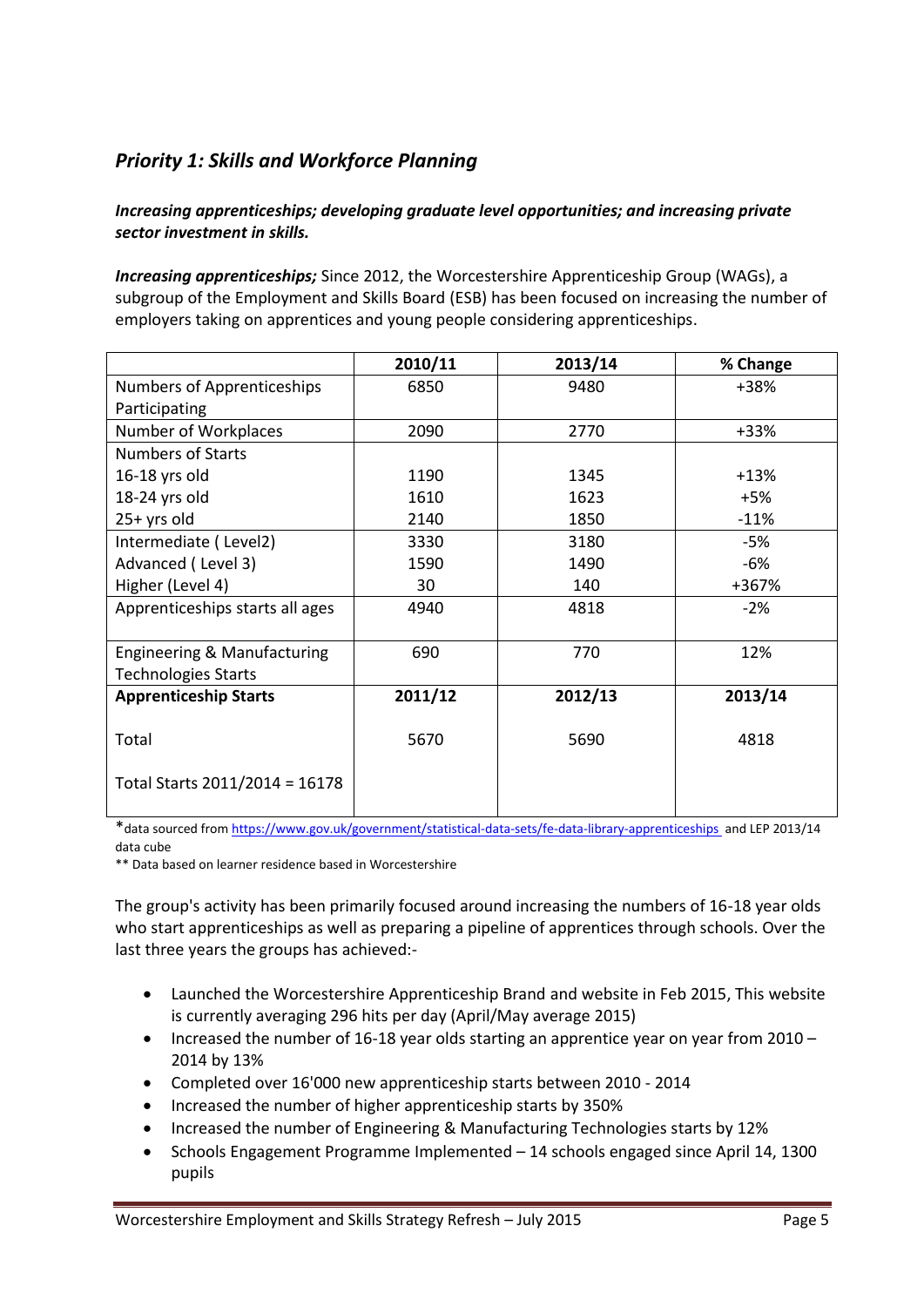## *Priority 1: Skills and Workforce Planning*

***Increasing apprenticeships; developing graduate level opportunities; and increasing private sector investment in skills.***

***Increasing apprenticeships;*** Since 2012, the Worcestershire Apprenticeship Group (WAGs), a subgroup of the Employment and Skills Board (ESB) has been focused on increasing the number of employers taking on apprentices and young people considering apprenticeships.

| | 2010/11 | 2013/14 | % Change |
|---|---|---|---|
| Numbers of Apprenticeships Participating | 6850 | 9480 | +38% |
| Number of Workplaces | 2090 | 2770 | +33% |
| Numbers of Starts | | | |
| 16-18 yrs old | 1190 | 1345 | +13% |
| 18-24 yrs old | 1610 | 1623 | +5% |
| 25+ yrs old | 2140 | 1850 | -11% |
| Intermediate ( Level2) | 3330 | 3180 | -5% |
| Advanced ( Level 3) | 1590 | 1490 | -6% |
| Higher (Level 4) | 30 | 140 | +367% |
| Apprenticeships starts all ages | 4940 | 4818 | -2% |
| Engineering & Manufacturing Technologies Starts | 690 | 770 | 12% |
| **Apprenticeship Starts** | **2011/12** | **2012/13** | **2013/14** |
| Total | 5670 | 5690 | 4818 |
| Total Starts 2011/2014 = 16178 | | | |

*data sourced from https://www.gov.uk/government/statistical-data-sets/fe-data-library-apprenticeships and LEP 2013/14 data cube

** Data based on learner residence based in Worcestershire

The group's activity has been primarily focused around increasing the numbers of 16-18 year olds who start apprenticeships as well as preparing a pipeline of apprentices through schools. Over the last three years the groups has achieved:-

- Launched the Worcestershire Apprenticeship Brand and website in Feb 2015, This website is currently averaging 296 hits per day (April/May average 2015)
- Increased the number of 16-18 year olds starting an apprentice year on year from 2010 – 2014 by 13%
- Completed over 16'000 new apprenticeship starts between 2010 - 2014
- Increased the number of higher apprenticeship starts by 350%
- Increased the number of Engineering & Manufacturing Technologies starts by 12%
- Schools Engagement Programme Implemented – 14 schools engaged since April 14, 1300 pupils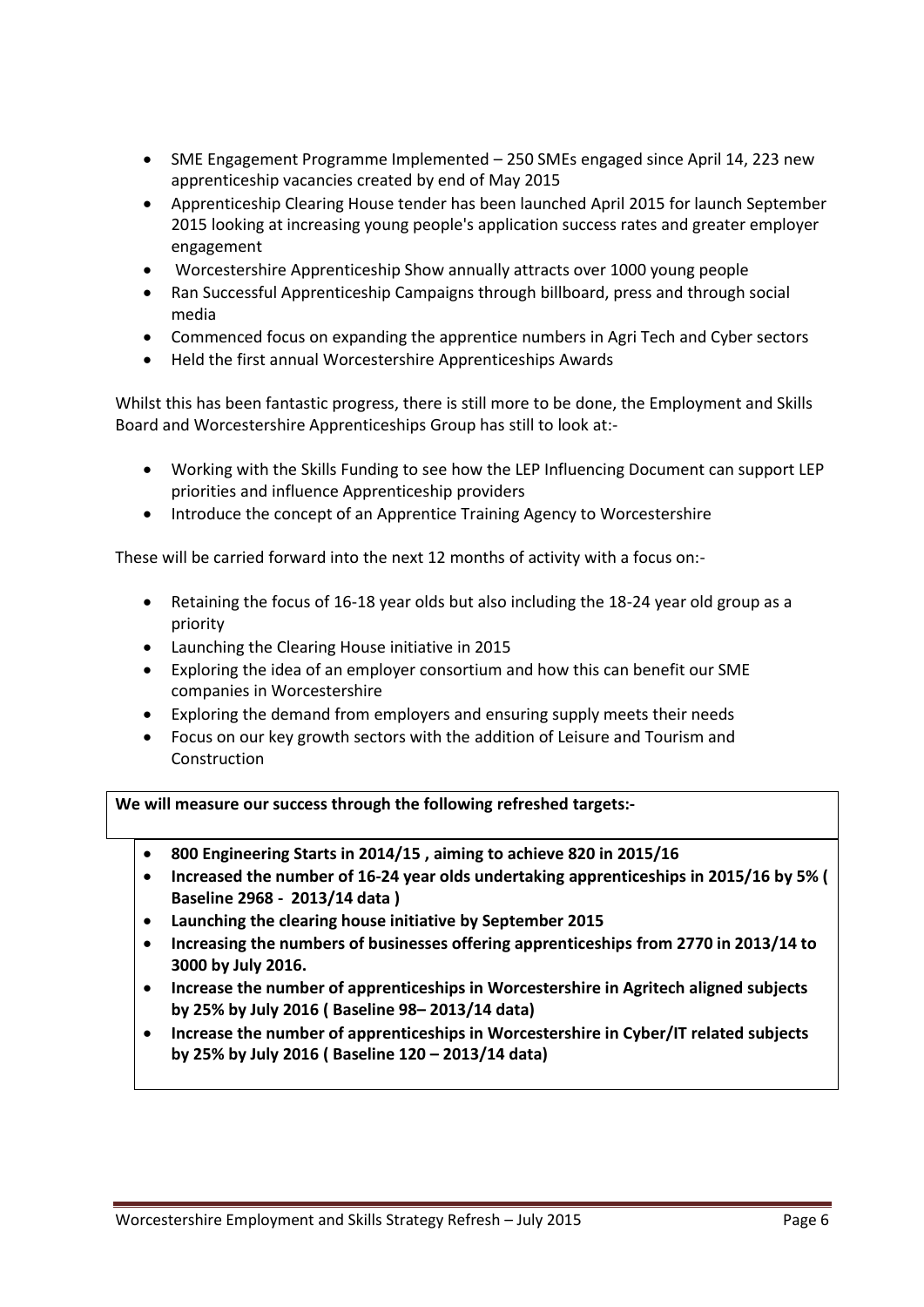- SME Engagement Programme Implemented – 250 SMEs engaged since April 14, 223 new apprenticeship vacancies created by end of May 2015
- Apprenticeship Clearing House tender has been launched April 2015 for launch September 2015 looking at increasing young people's application success rates and greater employer engagement
- Worcestershire Apprenticeship Show annually attracts over 1000 young people
- Ran Successful Apprenticeship Campaigns through billboard, press and through social media
- Commenced focus on expanding the apprentice numbers in Agri Tech and Cyber sectors
- Held the first annual Worcestershire Apprenticeships Awards

Whilst this has been fantastic progress, there is still more to be done, the Employment and Skills Board and Worcestershire Apprenticeships Group has still to look at:-

- Working with the Skills Funding to see how the LEP Influencing Document can support LEP priorities and influence Apprenticeship providers
- Introduce the concept of an Apprentice Training Agency to Worcestershire

These will be carried forward into the next 12 months of activity with a focus on:-

- Retaining the focus of 16-18 year olds but also including the 18-24 year old group as a priority
- Launching the Clearing House initiative in 2015
- Exploring the idea of an employer consortium and how this can benefit our SME companies in Worcestershire
- Exploring the demand from employers and ensuring supply meets their needs
- Focus on our key growth sectors with the addition of Leisure and Tourism and Construction

**We will measure our success through the following refreshed targets:-**

- **800 Engineering Starts in 2014/15 , aiming to achieve 820 in 2015/16**
- **Increased the number of 16-24 year olds undertaking apprenticeships in 2015/16 by 5% ( Baseline 2968 - 2013/14 data )**
- **Launching the clearing house initiative by September 2015**
- **Increasing the numbers of businesses offering apprenticeships from 2770 in 2013/14 to 3000 by July 2016.**
- **Increase the number of apprenticeships in Worcestershire in Agritech aligned subjects by 25% by July 2016 ( Baseline 98– 2013/14 data)**
- **Increase the number of apprenticeships in Worcestershire in Cyber/IT related subjects by 25% by July 2016 ( Baseline 120 – 2013/14 data)**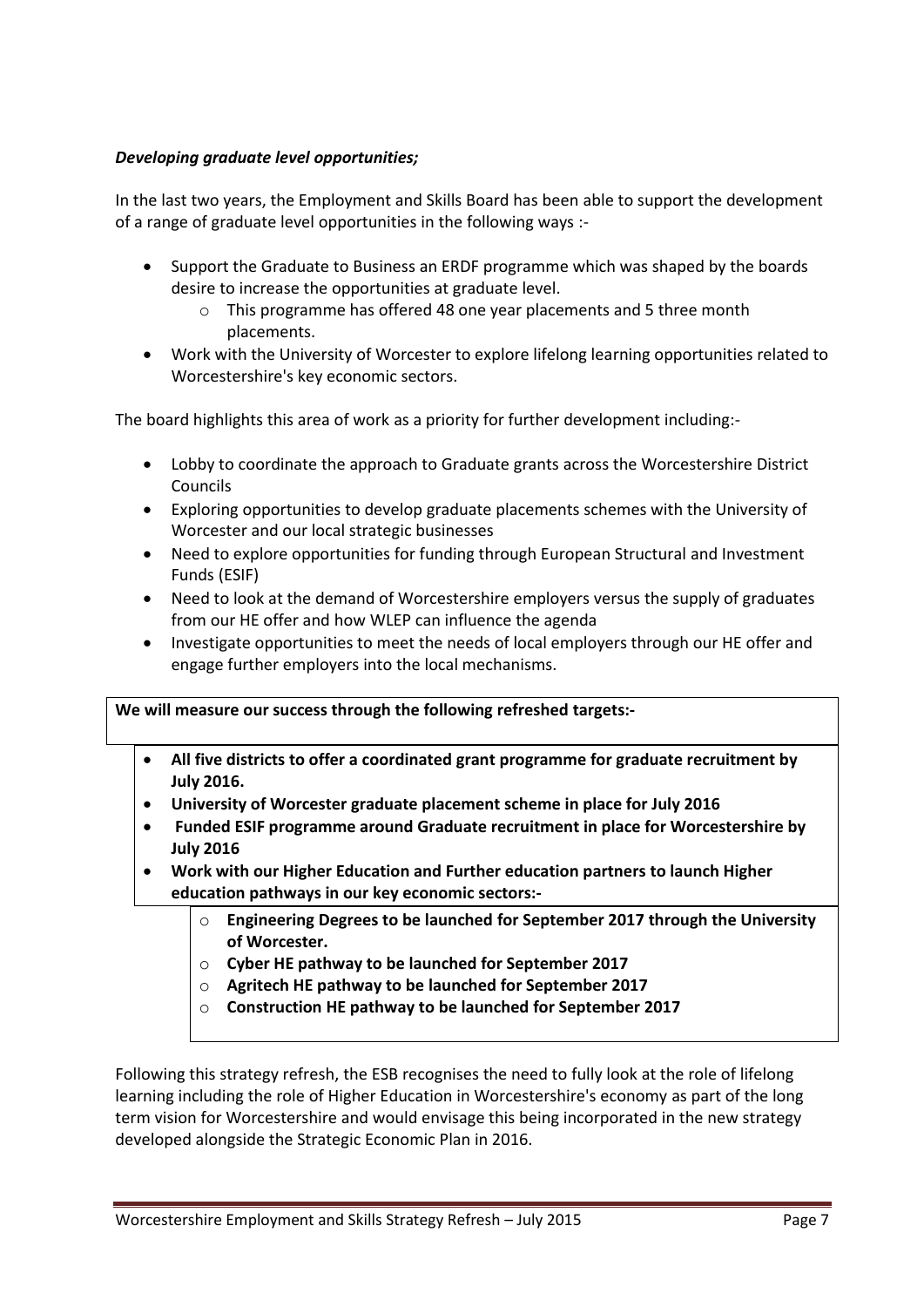***Developing graduate level opportunities;***

In the last two years, the Employment and Skills Board has been able to support the development of a range of graduate level opportunities in the following ways :-

- Support the Graduate to Business an ERDF programme which was shaped by the boards desire to increase the opportunities at graduate level.
    - This programme has offered 48 one year placements and 5 three month placements.
- Work with the University of Worcester to explore lifelong learning opportunities related to Worcestershire's key economic sectors.

The board highlights this area of work as a priority for further development including:-

- Lobby to coordinate the approach to Graduate grants across the Worcestershire District Councils
- Exploring opportunities to develop graduate placements schemes with the University of Worcester and our local strategic businesses
- Need to explore opportunities for funding through European Structural and Investment Funds (ESIF)
- Need to look at the demand of Worcestershire employers versus the supply of graduates from our HE offer and how WLEP can influence the agenda
- Investigate opportunities to meet the needs of local employers through our HE offer and engage further employers into the local mechanisms.

**We will measure our success through the following refreshed targets:-**

- **All five districts to offer a coordinated grant programme for graduate recruitment by July 2016.**
- **University of Worcester graduate placement scheme in place for July 2016**
- **Funded ESIF programme around Graduate recruitment in place for Worcestershire by July 2016**
- **Work with our Higher Education and Further education partners to launch Higher education pathways in our key economic sectors:-**
    - **Engineering Degrees to be launched for September 2017 through the University of Worcester.**
    - **Cyber HE pathway to be launched for September 2017**
    - **Agritech HE pathway to be launched for September 2017**
    - **Construction HE pathway to be launched for September 2017**

Following this strategy refresh, the ESB recognises the need to fully look at the role of lifelong learning including the role of Higher Education in Worcestershire's economy as part of the long term vision for Worcestershire and would envisage this being incorporated in the new strategy developed alongside the Strategic Economic Plan in 2016.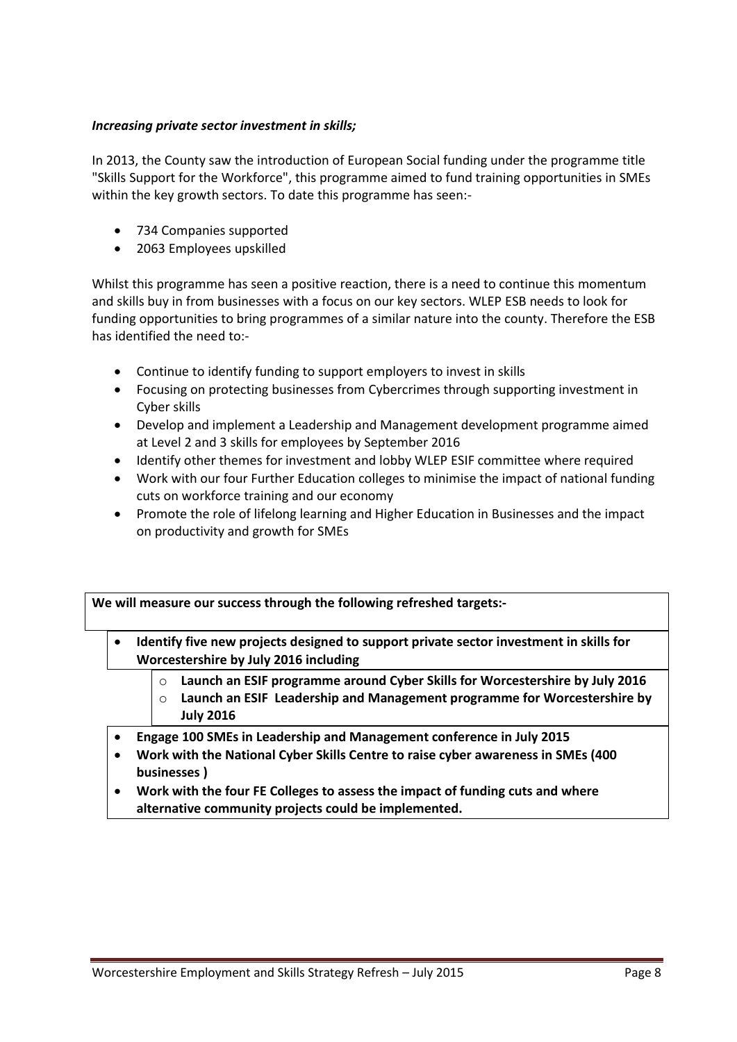***Increasing private sector investment in skills;***

In 2013, the County saw the introduction of European Social funding under the programme title "Skills Support for the Workforce", this programme aimed to fund training opportunities in SMEs within the key growth sectors. To date this programme has seen:-

- 734 Companies supported
- 2063 Employees upskilled

Whilst this programme has seen a positive reaction, there is a need to continue this momentum and skills buy in from businesses with a focus on our key sectors. WLEP ESB needs to look for funding opportunities to bring programmes of a similar nature into the county. Therefore the ESB has identified the need to:-

- Continue to identify funding to support employers to invest in skills
- Focusing on protecting businesses from Cybercrimes through supporting investment in Cyber skills
- Develop and implement a Leadership and Management development programme aimed at Level 2 and 3 skills for employees by September 2016
- Identify other themes for investment and lobby WLEP ESIF committee where required
- Work with our four Further Education colleges to minimise the impact of national funding cuts on workforce training and our economy
- Promote the role of lifelong learning and Higher Education in Businesses and the impact on productivity and growth for SMEs

**We will measure our success through the following refreshed targets:-**

- **Identify five new projects designed to support private sector investment in skills for Worcestershire by July 2016 including**
    - **Launch an ESIF programme around Cyber Skills for Worcestershire by July 2016**
    - **Launch an ESIF Leadership and Management programme for Worcestershire by July 2016**
- **Engage 100 SMEs in Leadership and Management conference in July 2015**
- **Work with the National Cyber Skills Centre to raise cyber awareness in SMEs (400 businesses )**
- **Work with the four FE Colleges to assess the impact of funding cuts and where alternative community projects could be implemented.**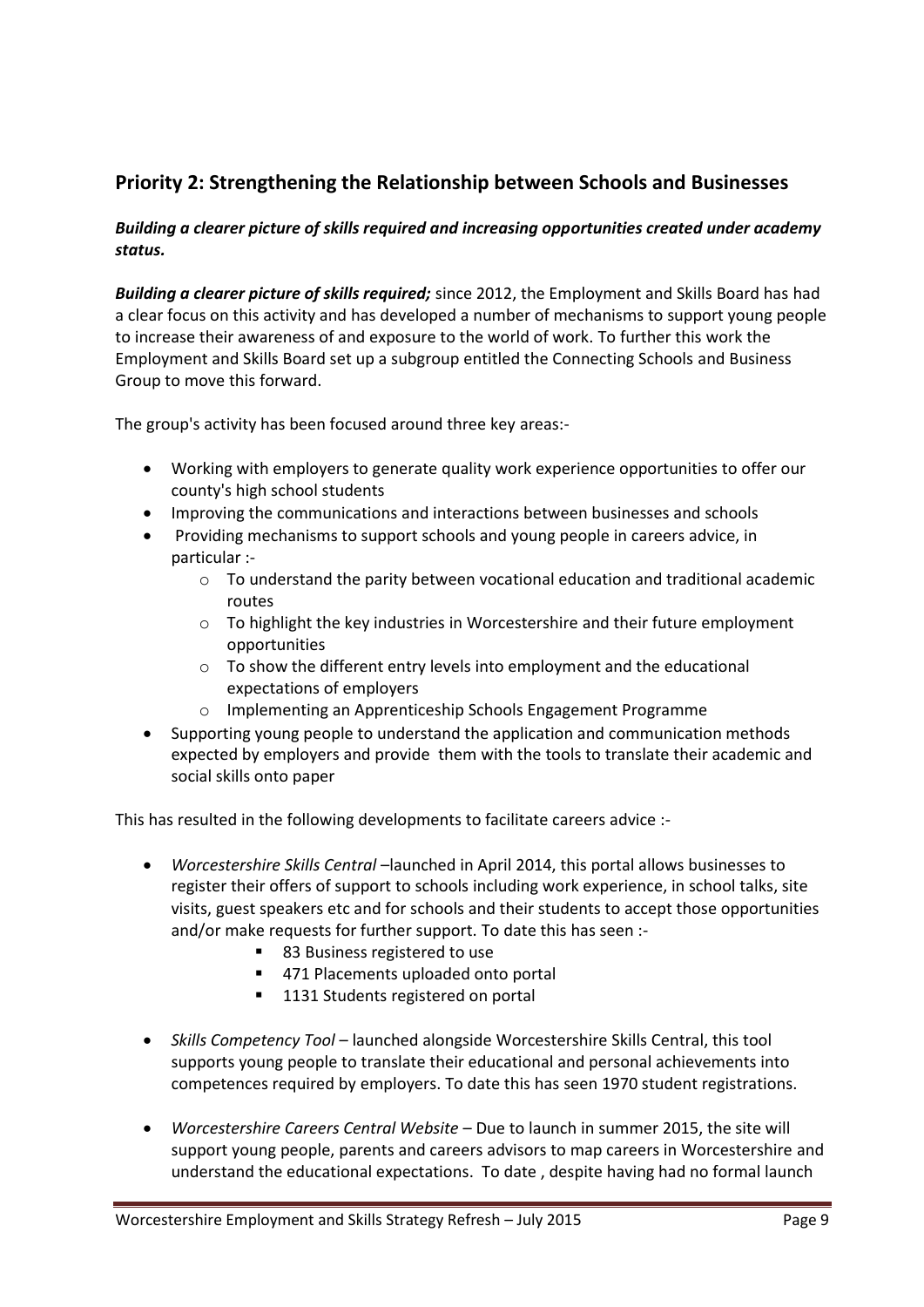## Priority 2: Strengthening the Relationship between Schools and Businesses

***Building a clearer picture of skills required and increasing opportunities created under academy status.***

***Building a clearer picture of skills required;*** since 2012, the Employment and Skills Board has had a clear focus on this activity and has developed a number of mechanisms to support young people to increase their awareness of and exposure to the world of work. To further this work the Employment and Skills Board set up a subgroup entitled the Connecting Schools and Business Group to move this forward.

The group's activity has been focused around three key areas:-

- Working with employers to generate quality work experience opportunities to offer our county's high school students
- Improving the communications and interactions between businesses and schools
- Providing mechanisms to support schools and young people in careers advice, in particular :-
    - To understand the parity between vocational education and traditional academic routes
    - To highlight the key industries in Worcestershire and their future employment opportunities
    - To show the different entry levels into employment and the educational expectations of employers
    - Implementing an Apprenticeship Schools Engagement Programme
- Supporting young people to understand the application and communication methods expected by employers and provide them with the tools to translate their academic and social skills onto paper

This has resulted in the following developments to facilitate careers advice :-

- *Worcestershire Skills Central* –launched in April 2014, this portal allows businesses to register their offers of support to schools including work experience, in school talks, site visits, guest speakers etc and for schools and their students to accept those opportunities and/or make requests for further support. To date this has seen :-
    - 83 Business registered to use
    - 471 Placements uploaded onto portal
    - 1131 Students registered on portal

- *Skills Competency Tool* – launched alongside Worcestershire Skills Central, this tool supports young people to translate their educational and personal achievements into competences required by employers. To date this has seen 1970 student registrations.

- *Worcestershire Careers Central Website* – Due to launch in summer 2015, the site will support young people, parents and careers advisors to map careers in Worcestershire and understand the educational expectations. To date , despite having had no formal launch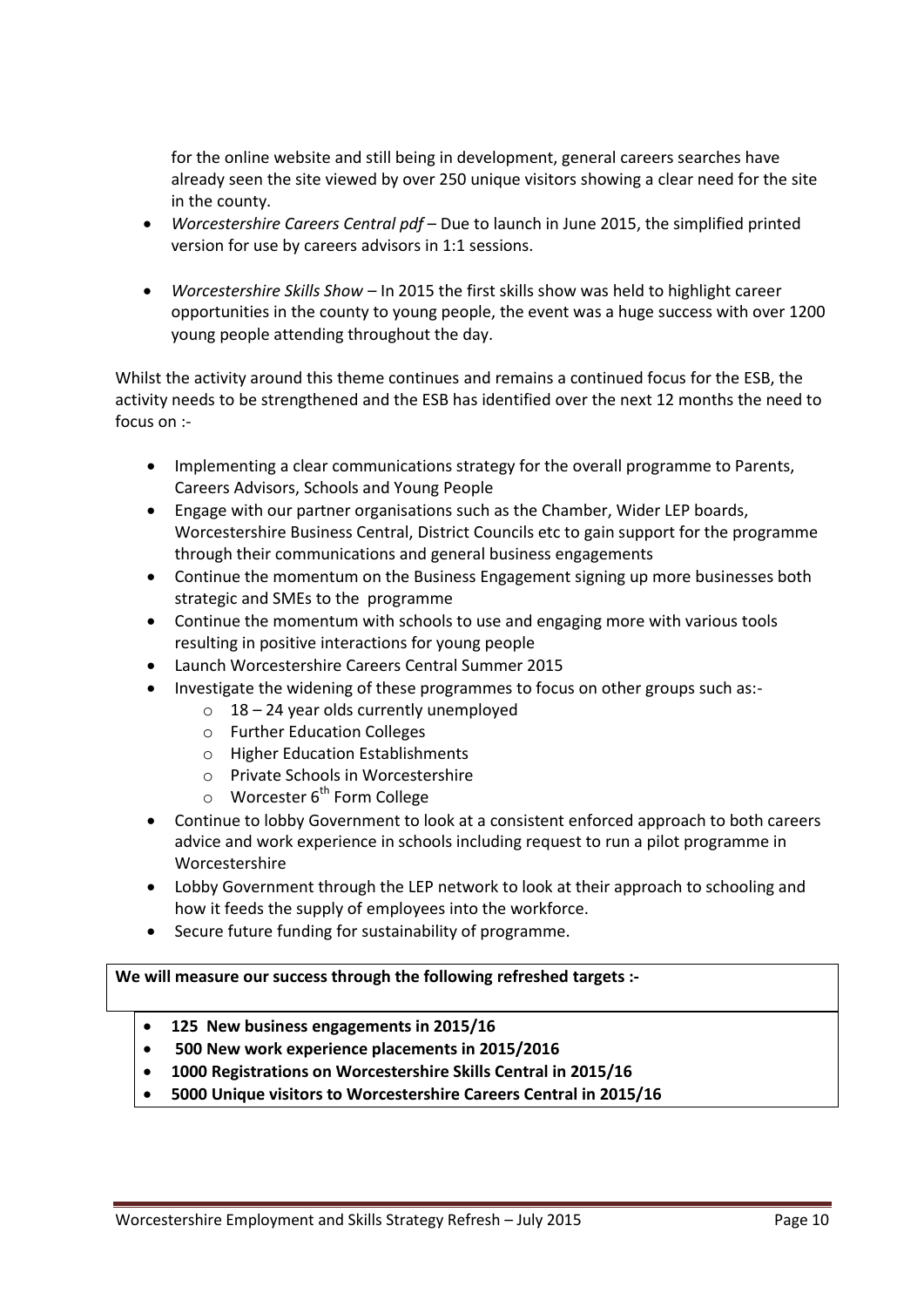for the online website and still being in development, general careers searches have already seen the site viewed by over 250 unique visitors showing a clear need for the site in the county.

- *Worcestershire Careers Central pdf* – Due to launch in June 2015, the simplified printed version for use by careers advisors in 1:1 sessions.
- *Worcestershire Skills Show* – In 2015 the first skills show was held to highlight career opportunities in the county to young people, the event was a huge success with over 1200 young people attending throughout the day.

Whilst the activity around this theme continues and remains a continued focus for the ESB, the activity needs to be strengthened and the ESB has identified over the next 12 months the need to focus on :-

- Implementing a clear communications strategy for the overall programme to Parents, Careers Advisors, Schools and Young People
- Engage with our partner organisations such as the Chamber, Wider LEP boards, Worcestershire Business Central, District Councils etc to gain support for the programme through their communications and general business engagements
- Continue the momentum on the Business Engagement signing up more businesses both strategic and SMEs to the programme
- Continue the momentum with schools to use and engaging more with various tools resulting in positive interactions for young people
- Launch Worcestershire Careers Central Summer 2015
- Investigate the widening of these programmes to focus on other groups such as:-
  - 18 – 24 year olds currently unemployed
  - Further Education Colleges
  - Higher Education Establishments
  - Private Schools in Worcestershire
  - Worcester 6th Form College
- Continue to lobby Government to look at a consistent enforced approach to both careers advice and work experience in schools including request to run a pilot programme in Worcestershire
- Lobby Government through the LEP network to look at their approach to schooling and how it feeds the supply of employees into the workforce.
- Secure future funding for sustainability of programme.

**We will measure our success through the following refreshed targets :-**

- **125 New business engagements in 2015/16**
- **500 New work experience placements in 2015/2016**
- **1000 Registrations on Worcestershire Skills Central in 2015/16**
- **5000 Unique visitors to Worcestershire Careers Central in 2015/16**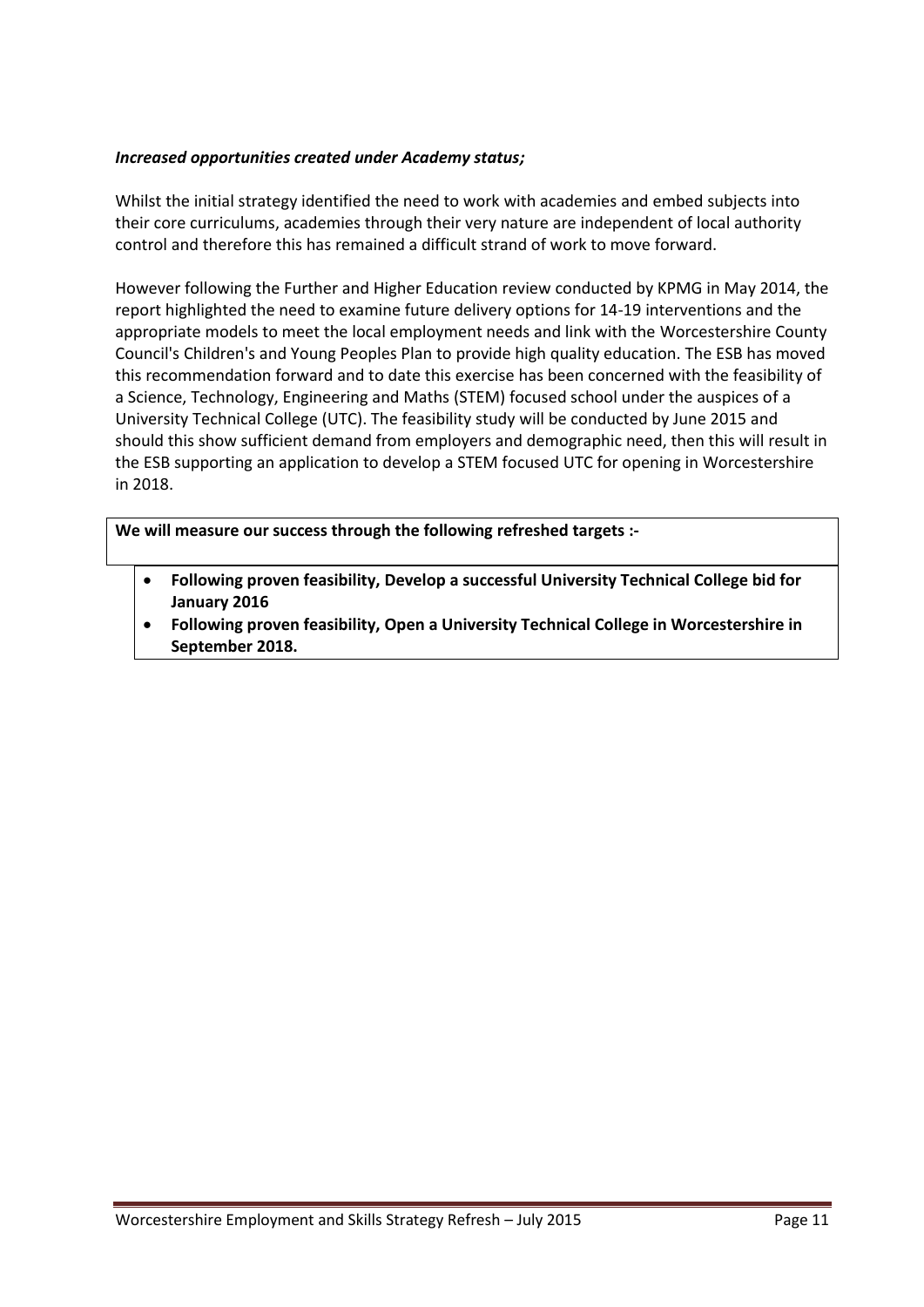***Increased opportunities created under Academy status;***

Whilst the initial strategy identified the need to work with academies and embed subjects into their core curriculums, academies through their very nature are independent of local authority control and therefore this has remained a difficult strand of work to move forward.

However following the Further and Higher Education review conducted by KPMG in May 2014, the report highlighted the need to examine future delivery options for 14-19 interventions and the appropriate models to meet the local employment needs and link with the Worcestershire County Council's Children's and Young Peoples Plan to provide high quality education. The ESB has moved this recommendation forward and to date this exercise has been concerned with the feasibility of a Science, Technology, Engineering and Maths (STEM) focused school under the auspices of a University Technical College (UTC). The feasibility study will be conducted by June 2015 and should this show sufficient demand from employers and demographic need, then this will result in the ESB supporting an application to develop a STEM focused UTC for opening in Worcestershire in 2018.

**We will measure our success through the following refreshed targets :-**

- **Following proven feasibility, Develop a successful University Technical College bid for January 2016**
- **Following proven feasibility, Open a University Technical College in Worcestershire in September 2018.**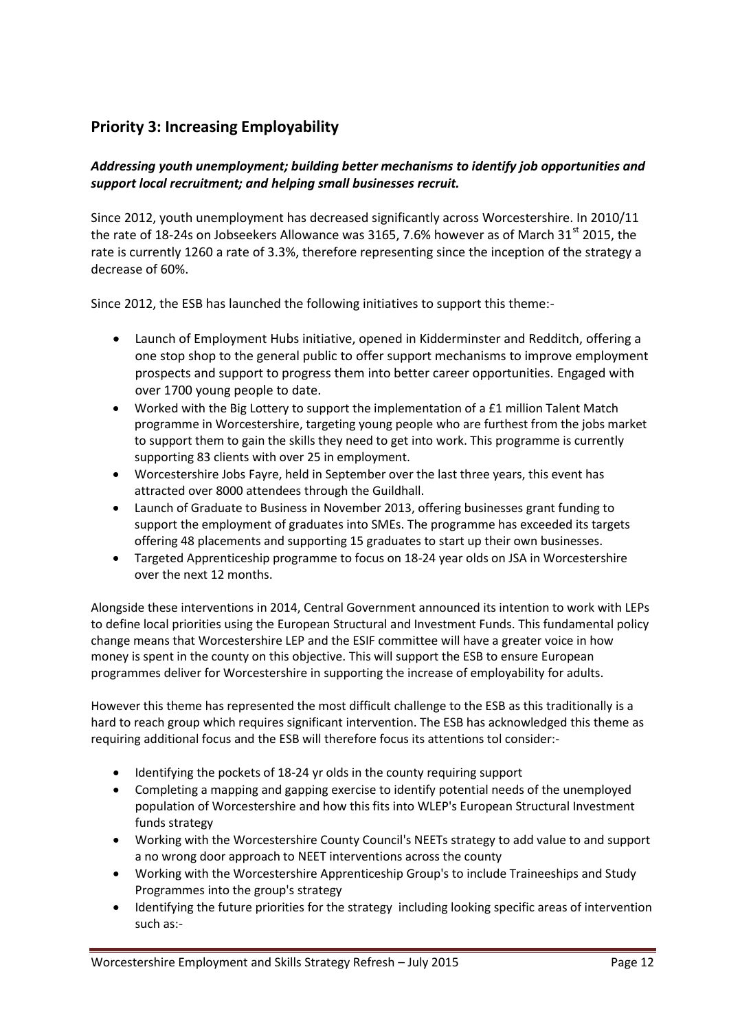## Priority 3: Increasing Employability

***Addressing youth unemployment; building better mechanisms to identify job opportunities and support local recruitment; and helping small businesses recruit.***

Since 2012, youth unemployment has decreased significantly across Worcestershire. In 2010/11 the rate of 18-24s on Jobseekers Allowance was 3165, 7.6% however as of March 31st 2015, the rate is currently 1260 a rate of 3.3%, therefore representing since the inception of the strategy a decrease of 60%.

Since 2012, the ESB has launched the following initiatives to support this theme:-

- Launch of Employment Hubs initiative, opened in Kidderminster and Redditch, offering a one stop shop to the general public to offer support mechanisms to improve employment prospects and support to progress them into better career opportunities. Engaged with over 1700 young people to date.
- Worked with the Big Lottery to support the implementation of a £1 million Talent Match programme in Worcestershire, targeting young people who are furthest from the jobs market to support them to gain the skills they need to get into work. This programme is currently supporting 83 clients with over 25 in employment.
- Worcestershire Jobs Fayre, held in September over the last three years, this event has attracted over 8000 attendees through the Guildhall.
- Launch of Graduate to Business in November 2013, offering businesses grant funding to support the employment of graduates into SMEs. The programme has exceeded its targets offering 48 placements and supporting 15 graduates to start up their own businesses.
- Targeted Apprenticeship programme to focus on 18-24 year olds on JSA in Worcestershire over the next 12 months.

Alongside these interventions in 2014, Central Government announced its intention to work with LEPs to define local priorities using the European Structural and Investment Funds. This fundamental policy change means that Worcestershire LEP and the ESIF committee will have a greater voice in how money is spent in the county on this objective. This will support the ESB to ensure European programmes deliver for Worcestershire in supporting the increase of employability for adults.

However this theme has represented the most difficult challenge to the ESB as this traditionally is a hard to reach group which requires significant intervention. The ESB has acknowledged this theme as requiring additional focus and the ESB will therefore focus its attentions tol consider:-

- Identifying the pockets of 18-24 yr olds in the county requiring support
- Completing a mapping and gapping exercise to identify potential needs of the unemployed population of Worcestershire and how this fits into WLEP's European Structural Investment funds strategy
- Working with the Worcestershire County Council's NEETs strategy to add value to and support a no wrong door approach to NEET interventions across the county
- Working with the Worcestershire Apprenticeship Group's to include Traineeships and Study Programmes into the group's strategy
- Identifying the future priorities for the strategy including looking specific areas of intervention such as:-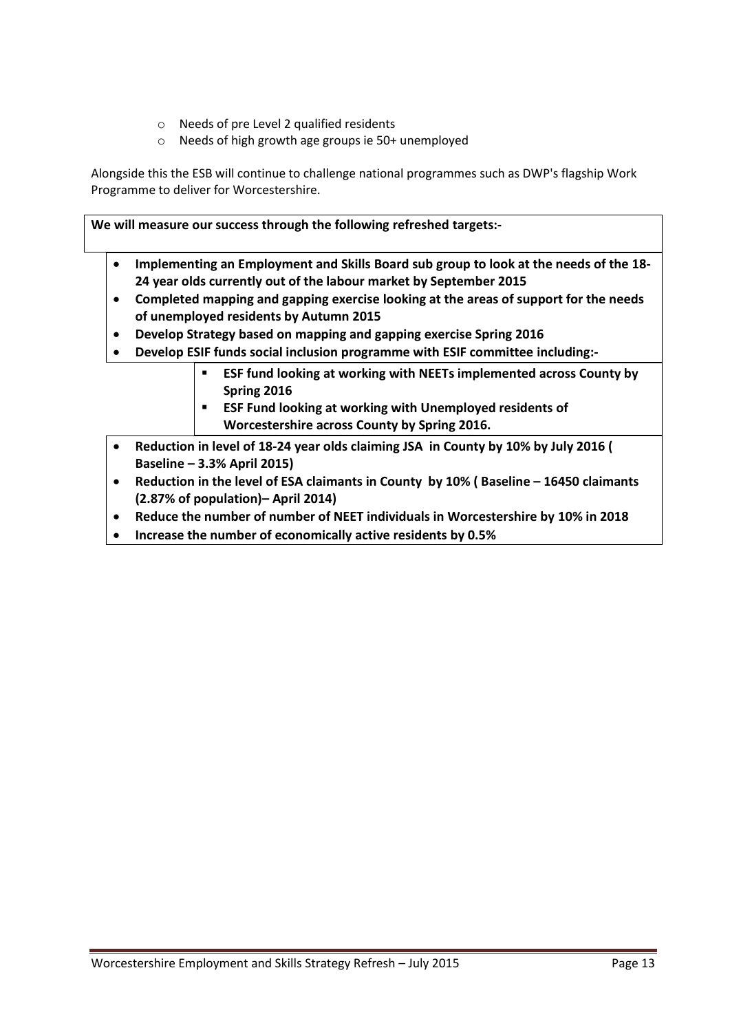- Needs of pre Level 2 qualified residents
- Needs of high growth age groups ie 50+ unemployed

Alongside this the ESB will continue to challenge national programmes such as DWP's flagship Work Programme to deliver for Worcestershire.

**We will measure our success through the following refreshed targets:-**

- **Implementing an Employment and Skills Board sub group to look at the needs of the 18-24 year olds currently out of the labour market by September 2015**
- **Completed mapping and gapping exercise looking at the areas of support for the needs of unemployed residents by Autumn 2015**
- **Develop Strategy based on mapping and gapping exercise Spring 2016**
- **Develop ESIF funds social inclusion programme with ESIF committee including:-**
    - **ESF fund looking at working with NEETs implemented across County by Spring 2016**
    - **ESF Fund looking at working with Unemployed residents of Worcestershire across County by Spring 2016.**
- **Reduction in level of 18-24 year olds claiming JSA in County by 10% by July 2016 ( Baseline – 3.3% April 2015)**
- **Reduction in the level of ESA claimants in County by 10% ( Baseline – 16450 claimants (2.87% of population)– April 2014)**
- **Reduce the number of number of NEET individuals in Worcestershire by 10% in 2018**
- **Increase the number of economically active residents by 0.5%**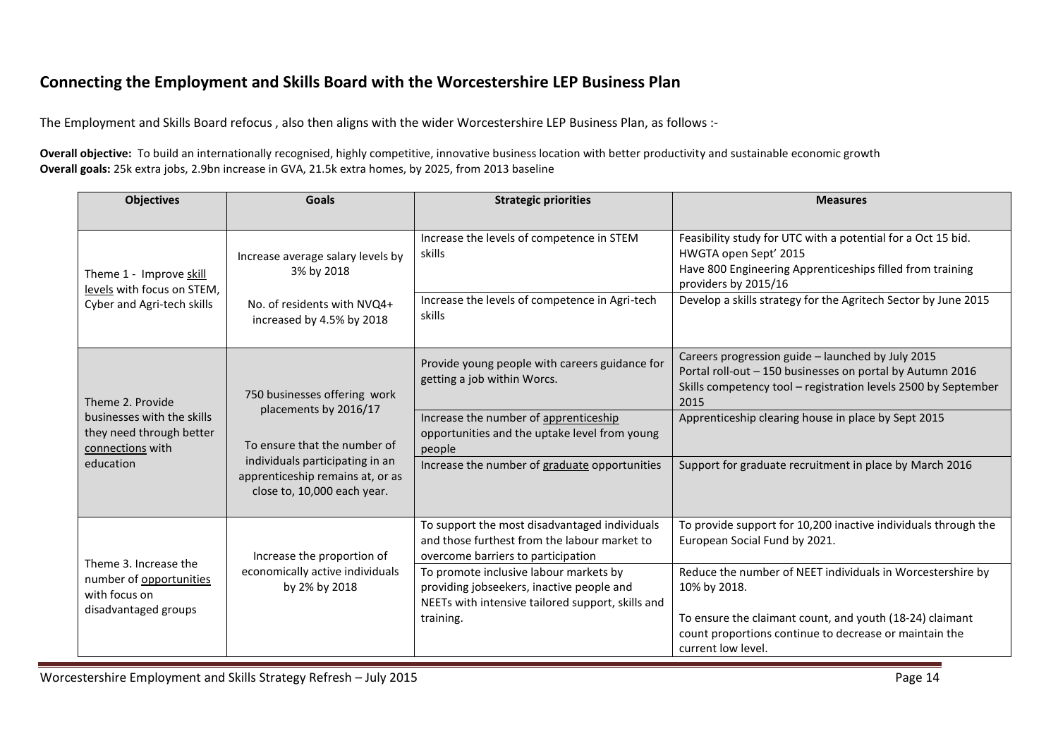## Connecting the Employment and Skills Board with the Worcestershire LEP Business Plan

The Employment and Skills Board refocus , also then aligns with the wider Worcestershire LEP Business Plan, as follows :-

**Overall objective:** To build an internationally recognised, highly competitive, innovative business location with better productivity and sustainable economic growth
**Overall goals:** 25k extra jobs, 2.9bn increase in GVA, 21.5k extra homes, by 2025, from 2013 baseline

| Objectives | Goals | Strategic priorities | Measures |
|---|---|---|---|
| Theme 1 - Improve skill levels with focus on STEM, Cyber and Agri-tech skills | Increase average salary levels by 3% by 2018<br><br>No. of residents with NVQ4+ increased by 4.5% by 2018 | Increase the levels of competence in STEM skills | Feasibility study for UTC with a potential for a Oct 15 bid.<br>HWGTA open Sept' 2015<br>Have 800 Engineering Apprenticeships filled from training providers by 2015/16 |
| | | Increase the levels of competence in Agri-tech skills | Develop a skills strategy for the Agritech Sector by June 2015 |
| Theme 2. Provide businesses with the skills they need through better connections with education | 750 businesses offering work placements by 2016/17<br><br>To ensure that the number of individuals participating in an apprenticeship remains at, or as close to, 10,000 each year. | Provide young people with careers guidance for getting a job within Worcs. | Careers progression guide – launched by July 2015<br>Portal roll-out – 150 businesses on portal by Autumn 2016<br>Skills competency tool – registration levels 2500 by September 2015 |
| | | Increase the number of apprenticeship opportunities and the uptake level from young people | Apprenticeship clearing house in place by Sept 2015 |
| | | Increase the number of graduate opportunities | Support for graduate recruitment in place by March 2016 |
| Theme 3. Increase the number of opportunities with focus on disadvantaged groups | Increase the proportion of economically active individuals by 2% by 2018 | To support the most disadvantaged individuals and those furthest from the labour market to overcome barriers to participation | To provide support for 10,200 inactive individuals through the European Social Fund by 2021. |
| | | To promote inclusive labour markets by providing jobseekers, inactive people and NEETs with intensive tailored support, skills and training. | Reduce the number of NEET individuals in Worcestershire by 10% by 2018.<br><br>To ensure the claimant count, and youth (18-24) claimant count proportions continue to decrease or maintain the current low level. |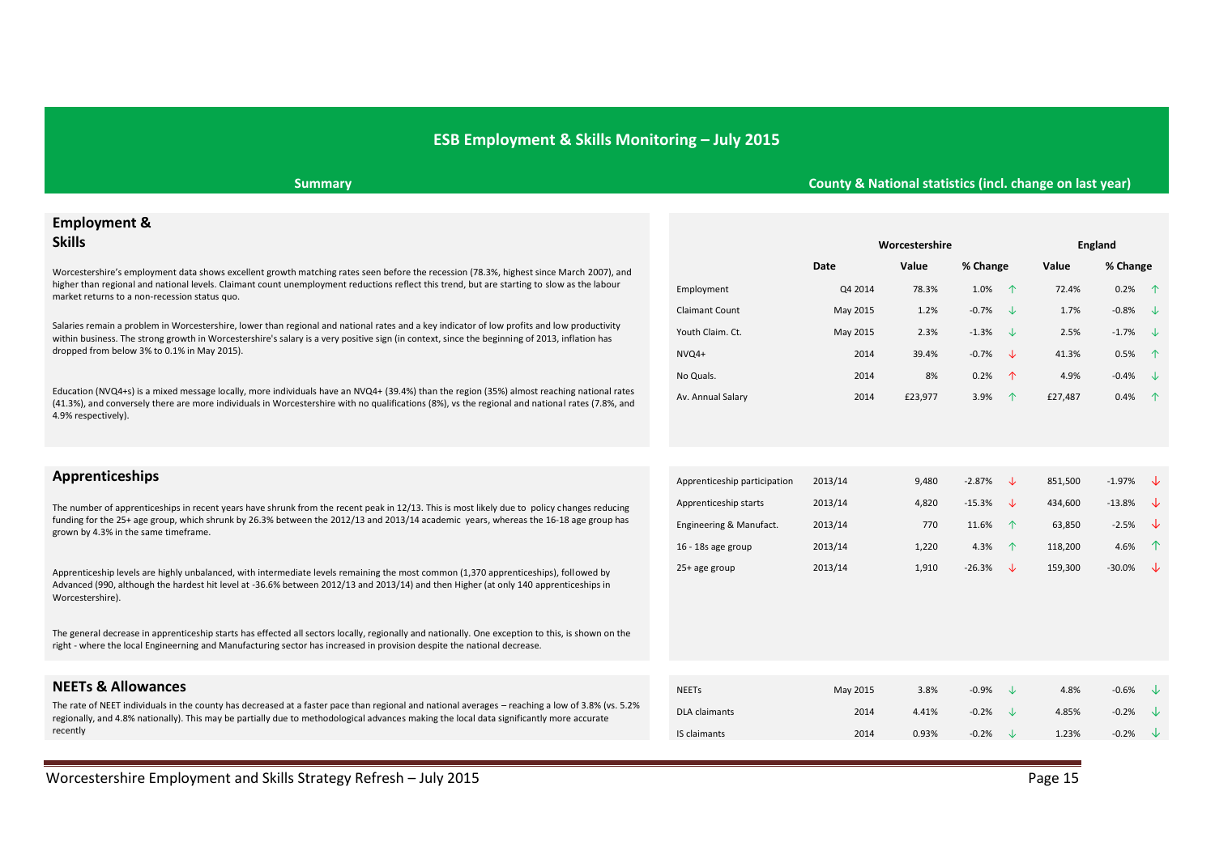# ESB Employment & Skills Monitoring – July 2015

**Summary**

## Employment & Skills

Worcestershire's employment data shows excellent growth matching rates seen before the recession (78.3%, highest since March 2007), and higher than regional and national levels. Claimant count unemployment reductions reflect this trend, but are starting to slow as the labour market returns to a non-recession status quo.

Salaries remain a problem in Worcestershire, lower than regional and national rates and a key indicator of low profits and low productivity within business. The strong growth in Worcestershire's salary is a very positive sign (in context, since the beginning of 2013, inflation has dropped from below 3% to 0.1% in May 2015).

Education (NVQ4+s) is a mixed message locally, more individuals have an NVQ4+ (39.4%) than the region (35%) almost reaching national rates (41.3%), and conversely there are more individuals in Worcestershire with no qualifications (8%), vs the regional and national rates (7.8%, and 4.9% respectively).

## Apprenticeships

The number of apprenticeships in recent years have shrunk from the recent peak in 12/13. This is most likely due to policy changes reducing funding for the 25+ age group, which shrunk by 26.3% between the 2012/13 and 2013/14 academic years, whereas the 16-18 age group has grown by 4.3% in the same timeframe.

Apprenticeship levels are highly unbalanced, with intermediate levels remaining the most common (1,370 apprenticeships), followed by Advanced (990, although the hardest hit level at -36.6% between 2012/13 and 2013/14) and then Higher (at only 140 apprenticeships in Worcestershire).

The general decrease in apprenticeship starts has effected all sectors locally, regionally and nationally. One exception to this, is shown on the right - where the local Engineerning and Manufacturing sector has increased in provision despite the national decrease.

## NEETs & Allowances

The rate of NEET individuals in the county has decreased at a faster pace than regional and national averages – reaching a low of 3.8% (vs. 5.2% regionally, and 4.8% nationally). This may be partially due to methodological advances making the local data significantly more accurate recently

**County & National statistics (incl. change on last year)**

| | Worcestershire | | | England | |
|---|---|---|---|---|---|
| | Date | Value | % Change | Value | % Change |
| Employment | Q4 2014 | 78.3% | 1.0% ↑ | 72.4% | 0.2% ↑ |
| Claimant Count | May 2015 | 1.2% | -0.7% ↓ | 1.7% | -0.8% ↓ |
| Youth Claim. Ct. | May 2015 | 2.3% | -1.3% ↓ | 2.5% | -1.7% ↓ |
| NVQ4+ | 2014 | 39.4% | -0.7% ↓ | 41.3% | 0.5% ↑ |
| No Quals. | 2014 | 8% | 0.2% ↑ | 4.9% | -0.4% ↓ |
| Av. Annual Salary | 2014 | £23,977 | 3.9% ↑ | £27,487 | 0.4% ↑ |
| Apprenticeship participation | 2013/14 | 9,480 | -2.87% ↓ | 851,500 | -1.97% ↓ |
| Apprenticeship starts | 2013/14 | 4,820 | -15.3% ↓ | 434,600 | -13.8% ↓ |
| Engineering & Manufact. | 2013/14 | 770 | 11.6% ↑ | 63,850 | -2.5% ↓ |
| 16 - 18s age group | 2013/14 | 1,220 | 4.3% ↑ | 118,200 | 4.6% ↑ |
| 25+ age group | 2013/14 | 1,910 | -26.3% ↓ | 159,300 | -30.0% ↓ |
| NEETs | May 2015 | 3.8% | -0.9% ↓ | 4.8% | -0.6% ↓ |
| DLA claimants | 2014 | 4.41% | -0.2% ↓ | 4.85% | -0.2% ↓ |
| IS claimants | 2014 | 0.93% | -0.2% ↓ | 1.23% | -0.2% ↓ |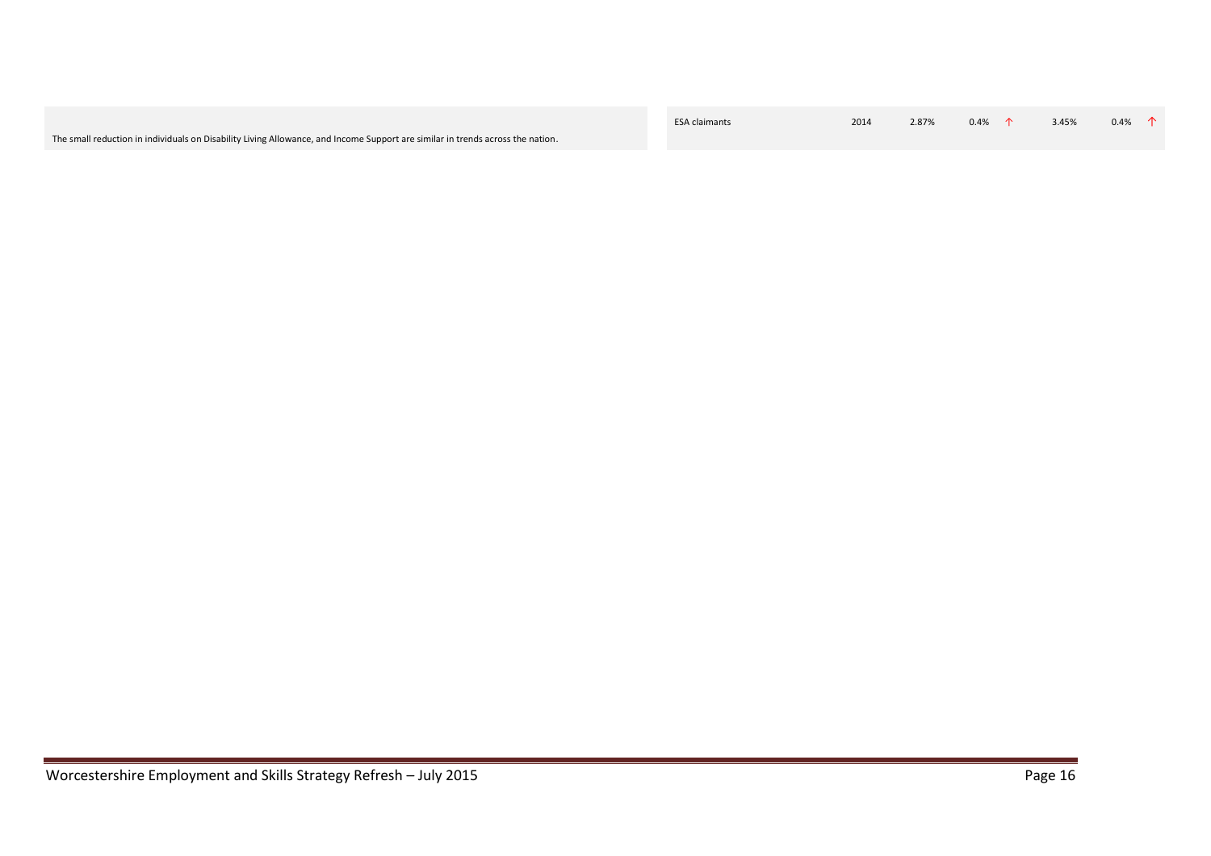The small reduction in individuals on Disability Living Allowance, and Income Support are similar in trends across the nation.

| | | | | | | | |
|---|---|---|---|---|---|---|---|
| ESA claimants | 2014 | 2.87% | 0.4% | ↑ | 3.45% | 0.4% | ↑ |